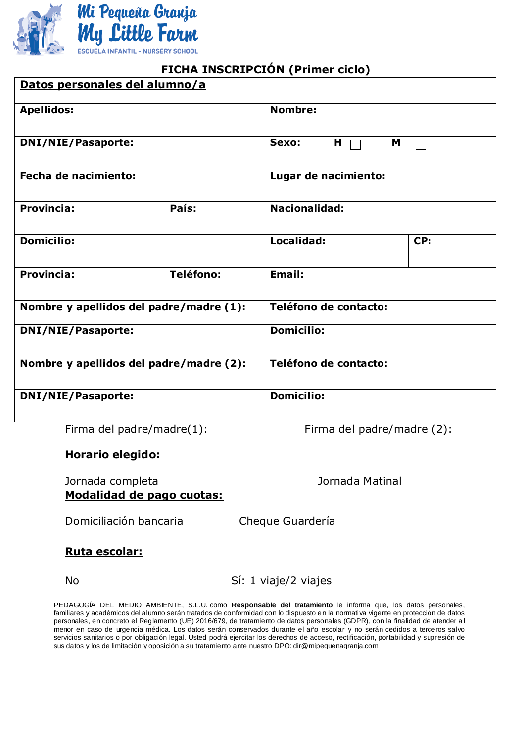Mi Pequeña Granja
My Little Farm
ESCUELA INFANTIL - NURSERY SCHOOL

## FICHA INSCRIPCIÓN (Primer ciclo)

| **Datos personales del alumno/a** | | | |
|---|---|---|---|
| **Apellidos:** | | **Nombre:** | |
| **DNI/NIE/Pasaporte:** | | **Sexo:** **H** ☐ **M** ☐ | |
| **Fecha de nacimiento:** | | **Lugar de nacimiento:** | |
| **Provincia:** | **País:** | **Nacionalidad:** | |
| **Domicilio:** | | **Localidad:** | **CP:** |
| **Provincia:** | **Teléfono:** | **Email:** | |
| **Nombre y apellidos del padre/madre (1):** | | **Teléfono de contacto:** | |
| **DNI/NIE/Pasaporte:** | | **Domicilio:** | |
| **Nombre y apellidos del padre/madre (2):** | | **Teléfono de contacto:** | |
| **DNI/NIE/Pasaporte:** | | **Domicilio:** | |

Firma del padre/madre(1):

Firma del padre/madre (2):

**Horario elegido:**

Jornada completa

Jornada Matinal

**Modalidad de pago cuotas:**

Domiciliación bancaria

Cheque Guardería

**Ruta escolar:**

No

Sí: 1 viaje/2 viajes

PEDAGOGÍA DEL MEDIO AMBIENTE, S.L.U. como **Responsable del tratamiento** le informa que, los datos personales, familiares y académicos del alumno serán tratados de conformidad con lo dispuesto en la normativa vigente en protección de datos personales, en concreto el Reglamento (UE) 2016/679, de tratamiento de datos personales (GDPR), con la finalidad de atender al menor en caso de urgencia médica. Los datos serán conservados durante el año escolar y no serán cedidos a terceros salvo servicios sanitarios o por obligación legal. Usted podrá ejercitar los derechos de acceso, rectificación, portabilidad y supresión de sus datos y los de limitación y oposición a su tratamiento ante nuestro DPO: dir@mipequenagranja.com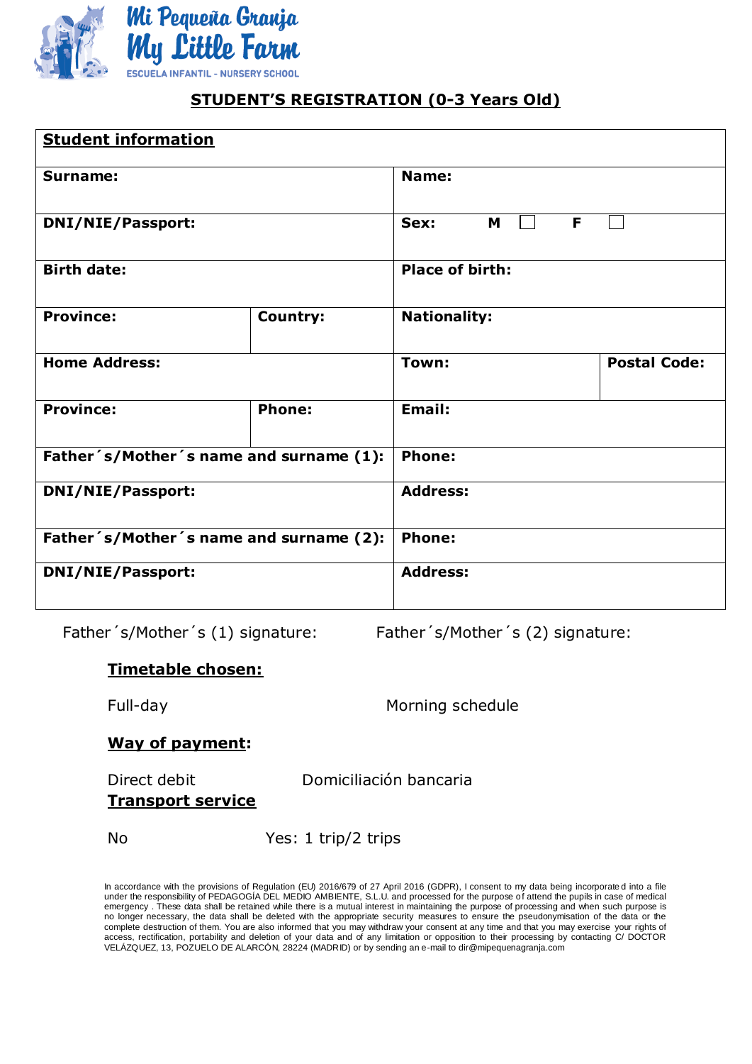**Mi Pequeña Granja**
**My Little Farm**
ESCUELA INFANTIL - NURSERY SCHOOL

# STUDENT'S REGISTRATION (0-3 Years Old)

| | | | |
|---|---|---|---|
| **Student information** | | | |
| **Surname:** | | **Name:** | |
| **DNI/NIE/Passport:** | | **Sex:** M ☐ F ☐ | |
| **Birth date:** | | **Place of birth:** | |
| **Province:** | **Country:** | **Nationality:** | |
| **Home Address:** | | **Town:** | **Postal Code:** |
| **Province:** | **Phone:** | **Email:** | |
| **Father´s/Mother´s name and surname (1):** | | **Phone:** | |
| **DNI/NIE/Passport:** | | **Address:** | |
| **Father´s/Mother´s name and surname (2):** | | **Phone:** | |
| **DNI/NIE/Passport:** | | **Address:** | |

Father´s/Mother´s (1) signature: Father´s/Mother´s (2) signature:

**Timetable chosen:**

Full-day Morning schedule

**Way of payment:**

Direct debit Domiciliación bancaria

**Transport service**

No Yes: 1 trip/2 trips

In accordance with the provisions of Regulation (EU) 2016/679 of 27 April 2016 (GDPR), I consent to my data being incorporated into a file under the responsibility of PEDAGOGÍA DEL MEDIO AMBIENTE, S.L.U. and processed for the purpose of attend the pupils in case of medical emergency . These data shall be retained while there is a mutual interest in maintaining the purpose of processing and when such purpose is no longer necessary, the data shall be deleted with the appropriate security measures to ensure the pseudonymisation of the data or the complete destruction of them. You are also informed that you may withdraw your consent at any time and that you may exercise your rights of access, rectification, portability and deletion of your data and of any limitation or opposition to their processing by contacting C/ DOCTOR VELÁZQUEZ, 13, POZUELO DE ALARCÓN, 28224 (MADRID) or by sending an e-mail to dir@mipequenagranja.com